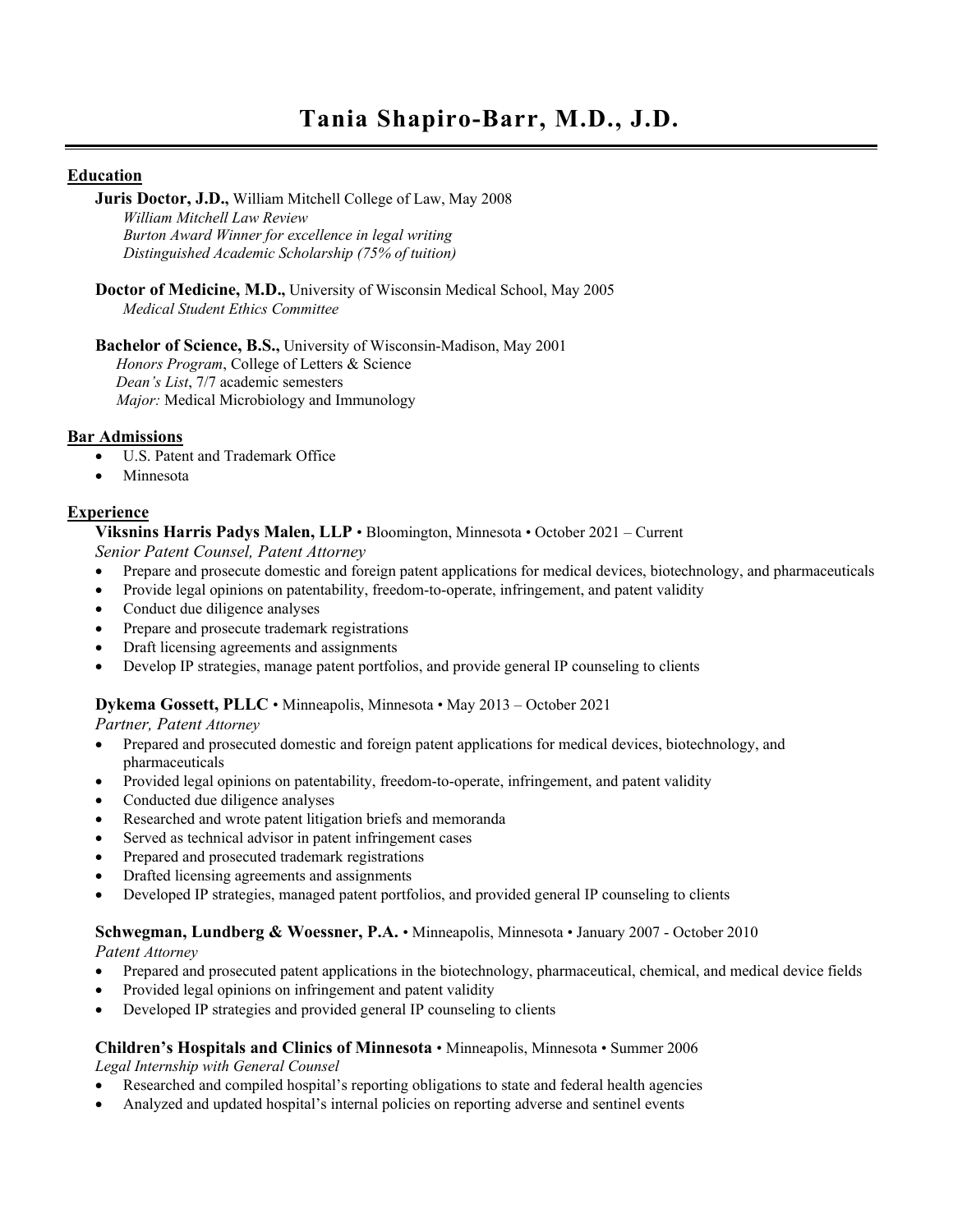# Tania Shapiro-Barr, M.D., J.D.

## Education

**Juris Doctor, J.D.,** William Mitchell College of Law, May 2008
*William Mitchell Law Review*
*Burton Award Winner for excellence in legal writing*
*Distinguished Academic Scholarship (75% of tuition)*

**Doctor of Medicine, M.D.,** University of Wisconsin Medical School, May 2005
*Medical Student Ethics Committee*

**Bachelor of Science, B.S.,** University of Wisconsin-Madison, May 2001
*Honors Program*, College of Letters & Science
*Dean's List*, 7/7 academic semesters
*Major:* Medical Microbiology and Immunology

## Bar Admissions

- U.S. Patent and Trademark Office
- Minnesota

## Experience

**Viksnins Harris Padys Malen, LLP** • Bloomington, Minnesota • October 2021 – Current
*Senior Patent Counsel, Patent Attorney*

- Prepare and prosecute domestic and foreign patent applications for medical devices, biotechnology, and pharmaceuticals
- Provide legal opinions on patentability, freedom-to-operate, infringement, and patent validity
- Conduct due diligence analyses
- Prepare and prosecute trademark registrations
- Draft licensing agreements and assignments
- Develop IP strategies, manage patent portfolios, and provide general IP counseling to clients

**Dykema Gossett, PLLC** • Minneapolis, Minnesota • May 2013 – October 2021
*Partner, Patent Attorney*

- Prepared and prosecuted domestic and foreign patent applications for medical devices, biotechnology, and pharmaceuticals
- Provided legal opinions on patentability, freedom-to-operate, infringement, and patent validity
- Conducted due diligence analyses
- Researched and wrote patent litigation briefs and memoranda
- Served as technical advisor in patent infringement cases
- Prepared and prosecuted trademark registrations
- Drafted licensing agreements and assignments
- Developed IP strategies, managed patent portfolios, and provided general IP counseling to clients

**Schwegman, Lundberg & Woessner, P.A.** • Minneapolis, Minnesota • January 2007 - October 2010
*Patent Attorney*

- Prepared and prosecuted patent applications in the biotechnology, pharmaceutical, chemical, and medical device fields
- Provided legal opinions on infringement and patent validity
- Developed IP strategies and provided general IP counseling to clients

**Children's Hospitals and Clinics of Minnesota** • Minneapolis, Minnesota • Summer 2006
*Legal Internship with General Counsel*

- Researched and compiled hospital's reporting obligations to state and federal health agencies
- Analyzed and updated hospital's internal policies on reporting adverse and sentinel events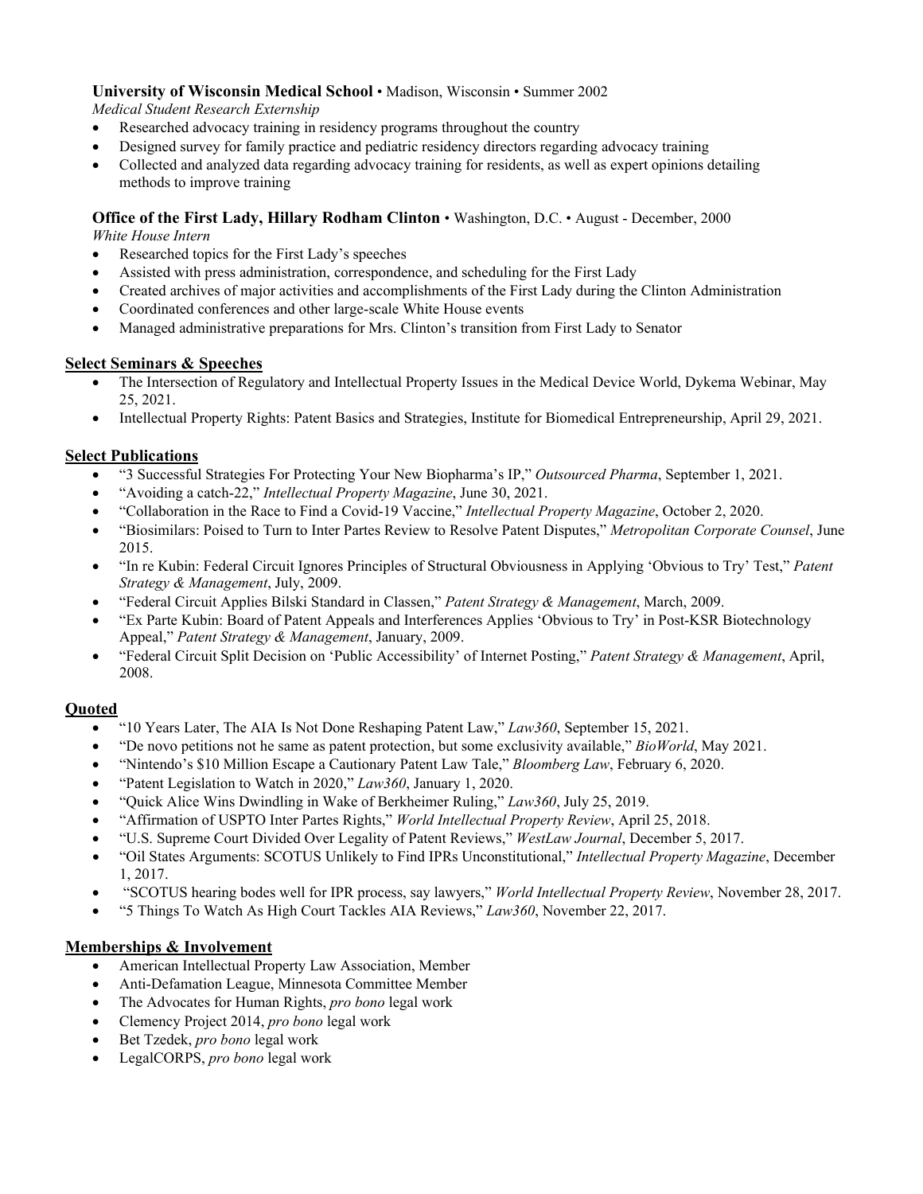**University of Wisconsin Medical School** • Madison, Wisconsin • Summer 2002
*Medical Student Research Externship*

- Researched advocacy training in residency programs throughout the country
- Designed survey for family practice and pediatric residency directors regarding advocacy training
- Collected and analyzed data regarding advocacy training for residents, as well as expert opinions detailing methods to improve training

**Office of the First Lady, Hillary Rodham Clinton** • Washington, D.C. • August - December, 2000
*White House Intern*

- Researched topics for the First Lady's speeches
- Assisted with press administration, correspondence, and scheduling for the First Lady
- Created archives of major activities and accomplishments of the First Lady during the Clinton Administration
- Coordinated conferences and other large-scale White House events
- Managed administrative preparations for Mrs. Clinton's transition from First Lady to Senator

## Select Seminars & Speeches

- The Intersection of Regulatory and Intellectual Property Issues in the Medical Device World, Dykema Webinar, May 25, 2021.
- Intellectual Property Rights: Patent Basics and Strategies, Institute for Biomedical Entrepreneurship, April 29, 2021.

## Select Publications

- "3 Successful Strategies For Protecting Your New Biopharma's IP," *Outsourced Pharma*, September 1, 2021.
- "Avoiding a catch-22," *Intellectual Property Magazine*, June 30, 2021.
- "Collaboration in the Race to Find a Covid-19 Vaccine," *Intellectual Property Magazine*, October 2, 2020.
- "Biosimilars: Poised to Turn to Inter Partes Review to Resolve Patent Disputes," *Metropolitan Corporate Counsel*, June 2015.
- "In re Kubin: Federal Circuit Ignores Principles of Structural Obviousness in Applying 'Obvious to Try' Test," *Patent Strategy & Management*, July, 2009.
- "Federal Circuit Applies Bilski Standard in Classen," *Patent Strategy & Management*, March, 2009.
- "Ex Parte Kubin: Board of Patent Appeals and Interferences Applies 'Obvious to Try' in Post-KSR Biotechnology Appeal," *Patent Strategy & Management*, January, 2009.
- "Federal Circuit Split Decision on 'Public Accessibility' of Internet Posting," *Patent Strategy & Management*, April, 2008.

## Quoted

- "10 Years Later, The AIA Is Not Done Reshaping Patent Law," *Law360*, September 15, 2021.
- "De novo petitions not he same as patent protection, but some exclusivity available," *BioWorld*, May 2021.
- "Nintendo's $10 Million Escape a Cautionary Patent Law Tale," *Bloomberg Law*, February 6, 2020.
- "Patent Legislation to Watch in 2020," *Law360*, January 1, 2020.
- "Quick Alice Wins Dwindling in Wake of Berkheimer Ruling," *Law360*, July 25, 2019.
- "Affirmation of USPTO Inter Partes Rights," *World Intellectual Property Review*, April 25, 2018.
- "U.S. Supreme Court Divided Over Legality of Patent Reviews," *WestLaw Journal*, December 5, 2017.
- "Oil States Arguments: SCOTUS Unlikely to Find IPRs Unconstitutional," *Intellectual Property Magazine*, December 1, 2017.
- "SCOTUS hearing bodes well for IPR process, say lawyers," *World Intellectual Property Review*, November 28, 2017.
- "5 Things To Watch As High Court Tackles AIA Reviews," *Law360*, November 22, 2017.

## Memberships & Involvement

- American Intellectual Property Law Association, Member
- Anti-Defamation League, Minnesota Committee Member
- The Advocates for Human Rights, *pro bono* legal work
- Clemency Project 2014, *pro bono* legal work
- Bet Tzedek, *pro bono* legal work
- LegalCORPS, *pro bono* legal work